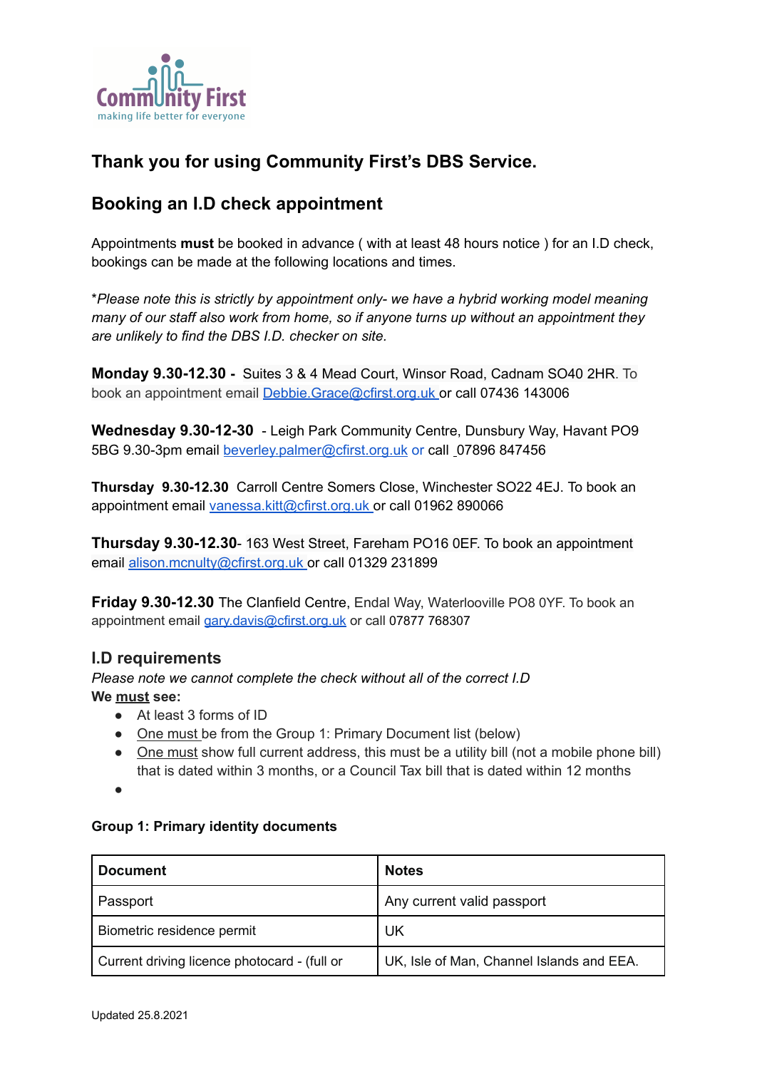Community First
making life better for everyone

## Thank you for using Community First's DBS Service.

## Booking an I.D check appointment

Appointments **must** be booked in advance ( with at least 48 hours notice ) for an I.D check, bookings can be made at the following locations and times.

*\*Please note this is strictly by appointment only- we have a hybrid working model meaning many of our staff also work from home, so if anyone turns up without an appointment they are unlikely to find the DBS I.D. checker on site.*

**Monday 9.30-12.30 -** Suites 3 & 4 Mead Court, Winsor Road, Cadnam SO40 2HR. To book an appointment email Debbie.Grace@cfirst.org.uk or call 07436 143006

**Wednesday 9.30-12-30** - Leigh Park Community Centre, Dunsbury Way, Havant PO9 5BG 9.30-3pm email beverley.palmer@cfirst.org.uk or call 07896 847456

**Thursday 9.30-12.30** Carroll Centre Somers Close, Winchester SO22 4EJ. To book an appointment email vanessa.kitt@cfirst.org.uk or call 01962 890066

**Thursday 9.30-12.30**- 163 West Street, Fareham PO16 0EF. To book an appointment email alison.mcnulty@cfirst.org.uk or call 01329 231899

**Friday 9.30-12.30** The Clanfield Centre, Endal Way, Waterlooville PO8 0YF. To book an appointment email gary.davis@cfirst.org.uk or call 07877 768307

### I.D requirements

*Please note we cannot complete the check without all of the correct I.D*

**We must see:**

- At least 3 forms of ID
- One must be from the Group 1: Primary Document list (below)
- One must show full current address, this must be a utility bill (not a mobile phone bill) that is dated within 3 months, or a Council Tax bill that is dated within 12 months

**Group 1: Primary identity documents**

| Document | Notes |
|---|---|
| Passport | Any current valid passport |
| Biometric residence permit | UK |
| Current driving licence photocard - (full or | UK, Isle of Man, Channel Islands and EEA. |

Updated 25.8.2021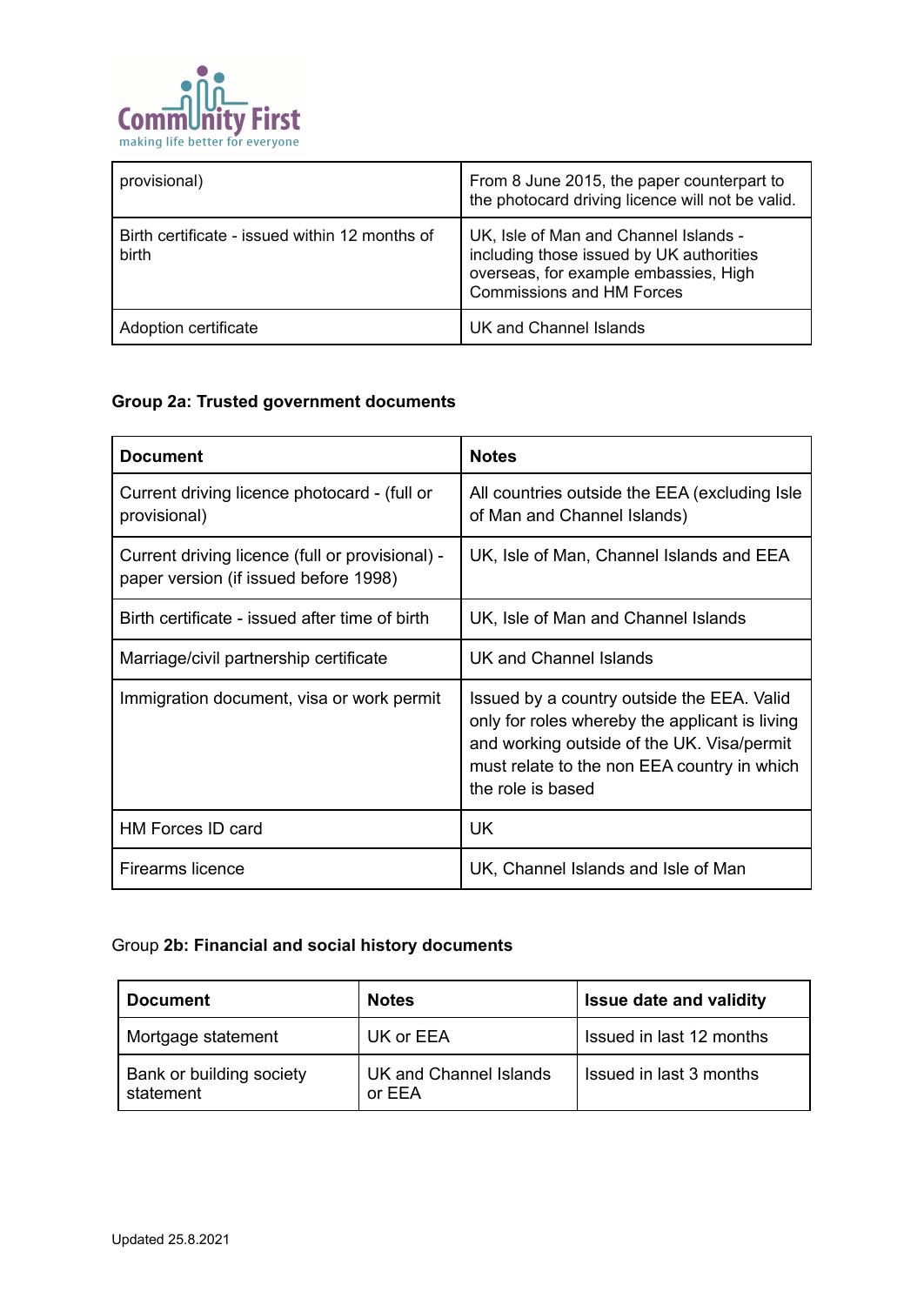| | |
|---|---|
| provisional) | From 8 June 2015, the paper counterpart to the photocard driving licence will not be valid. |
| Birth certificate - issued within 12 months of birth | UK, Isle of Man and Channel Islands - including those issued by UK authorities overseas, for example embassies, High Commissions and HM Forces |
| Adoption certificate | UK and Channel Islands |

**Group 2a: Trusted government documents**

| **Document** | **Notes** |
|---|---|
| Current driving licence photocard - (full or provisional) | All countries outside the EEA (excluding Isle of Man and Channel Islands) |
| Current driving licence (full or provisional) - paper version (if issued before 1998) | UK, Isle of Man, Channel Islands and EEA |
| Birth certificate - issued after time of birth | UK, Isle of Man and Channel Islands |
| Marriage/civil partnership certificate | UK and Channel Islands |
| Immigration document, visa or work permit | Issued by a country outside the EEA. Valid only for roles whereby the applicant is living and working outside of the UK. Visa/permit must relate to the non EEA country in which the role is based |
| HM Forces ID card | UK |
| Firearms licence | UK, Channel Islands and Isle of Man |

Group **2b: Financial and social history documents**

| **Document** | **Notes** | **Issue date and validity** |
|---|---|---|
| Mortgage statement | UK or EEA | Issued in last 12 months |
| Bank or building society statement | UK and Channel Islands or EEA | Issued in last 3 months |

Updated 25.8.2021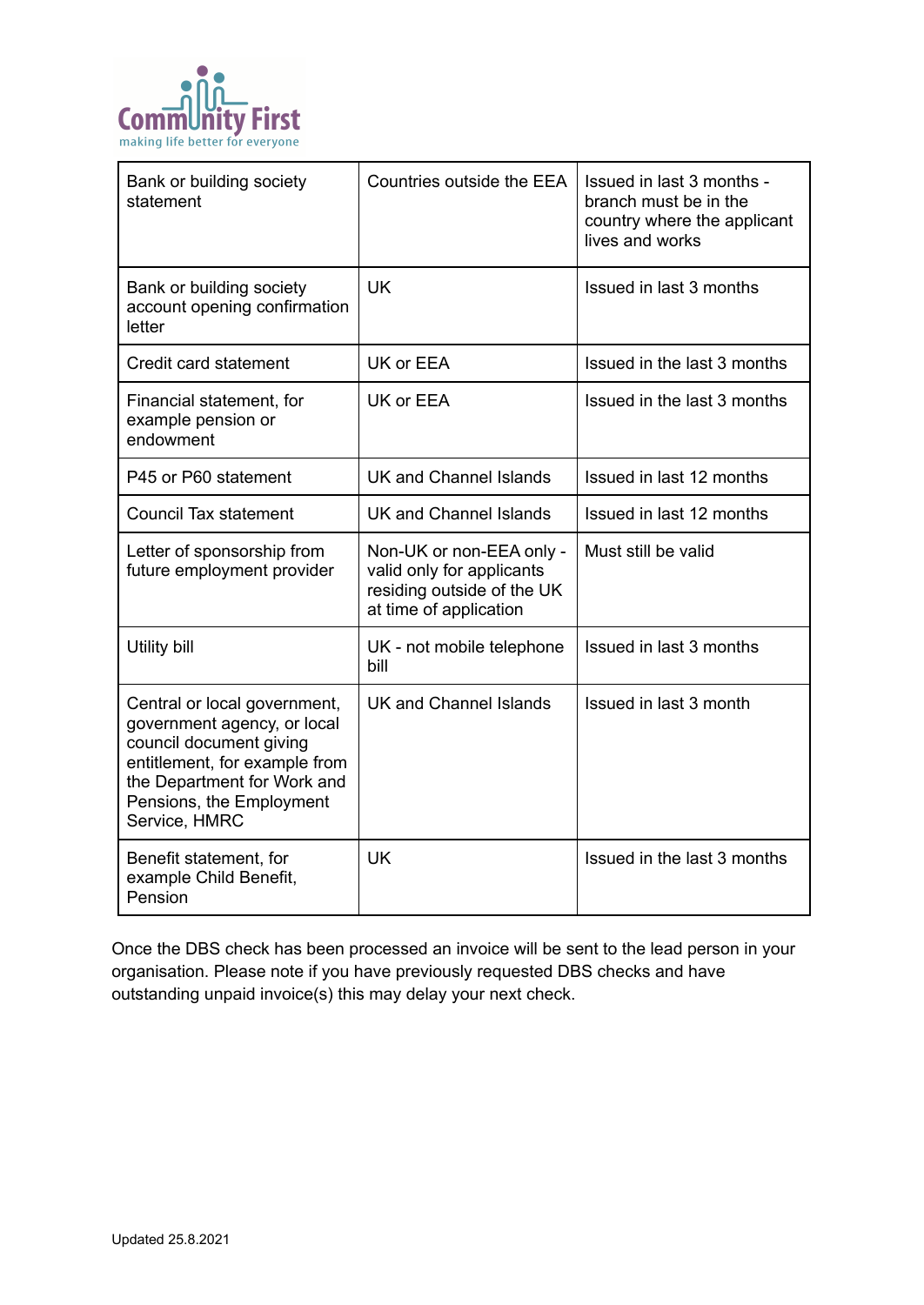| | | |
|---|---|---|
| Bank or building society statement | Countries outside the EEA | Issued in last 3 months - branch must be in the country where the applicant lives and works |
| Bank or building society account opening confirmation letter | UK | Issued in last 3 months |
| Credit card statement | UK or EEA | Issued in the last 3 months |
| Financial statement, for example pension or endowment | UK or EEA | Issued in the last 3 months |
| P45 or P60 statement | UK and Channel Islands | Issued in last 12 months |
| Council Tax statement | UK and Channel Islands | Issued in last 12 months |
| Letter of sponsorship from future employment provider | Non-UK or non-EEA only - valid only for applicants residing outside of the UK at time of application | Must still be valid |
| Utility bill | UK - not mobile telephone bill | Issued in last 3 months |
| Central or local government, government agency, or local council document giving entitlement, for example from the Department for Work and Pensions, the Employment Service, HMRC | UK and Channel Islands | Issued in last 3 month |
| Benefit statement, for example Child Benefit, Pension | UK | Issued in the last 3 months |

Once the DBS check has been processed an invoice will be sent to the lead person in your organisation. Please note if you have previously requested DBS checks and have outstanding unpaid invoice(s) this may delay your next check.

Updated 25.8.2021